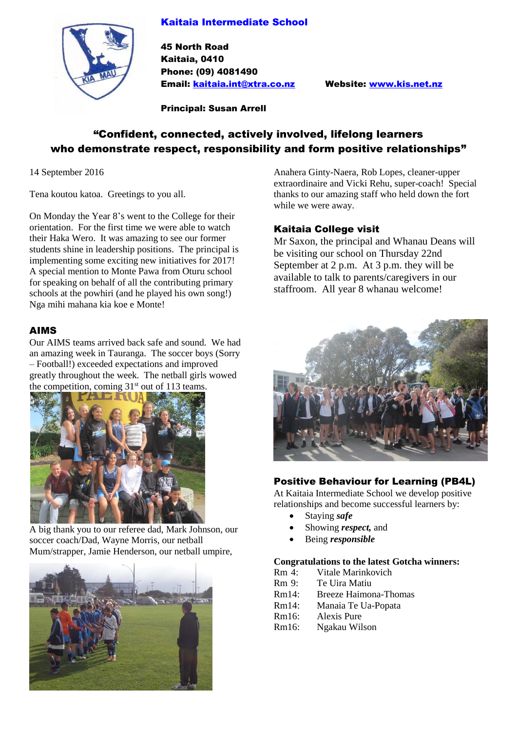# Kaitaia Intermediate School

**45 North Road**
**Kaitaia, 0410**
**Phone: (09) 4081490**
**Email: kaitaia.int@xtra.co.nz** **Website: www.kis.net.nz**

**Principal: Susan Arrell**

## "Confident, connected, actively involved, lifelong learners who demonstrate respect, responsibility and form positive relationships"

14 September 2016

Tena koutou katoa. Greetings to you all.

On Monday the Year 8's went to the College for their orientation. For the first time we were able to watch their Haka Wero. It was amazing to see our former students shine in leadership positions. The principal is implementing some exciting new initiatives for 2017! A special mention to Monte Pawa from Oturu school for speaking on behalf of all the contributing primary schools at the powhiri (and he played his own song!) Nga mihi mahana kia koe e Monte!

### AIMS

Our AIMS teams arrived back safe and sound. We had an amazing week in Tauranga. The soccer boys (Sorry – Football!) exceeded expectations and improved greatly throughout the week. The netball girls wowed the competition, coming 31st out of 113 teams.

A big thank you to our referee dad, Mark Johnson, our soccer coach/Dad, Wayne Morris, our netball Mum/strapper, Jamie Henderson, our netball umpire, Anahera Ginty-Naera, Rob Lopes, cleaner-upper extraordinaire and Vicki Rehu, super-coach! Special thanks to our amazing staff who held down the fort while we were away.

### Kaitaia College visit

Mr Saxon, the principal and Whanau Deans will be visiting our school on Thursday 22nd September at 2 p.m. At 3 p.m. they will be available to talk to parents/caregivers in our staffroom. All year 8 whanau welcome!

### Positive Behaviour for Learning (PB4L)

At Kaitaia Intermediate School we develop positive relationships and become successful learners by:

- Staying ***safe***
- Showing ***respect,*** and
- Being ***responsible***

**Congratulations to the latest Gotcha winners:**

Rm 4: Vitale Marinkovich
Rm 9: Te Uira Matiu
Rm14: Breeze Haimona-Thomas
Rm14: Manaia Te Ua-Popata
Rm16: Alexis Pure
Rm16: Ngakau Wilson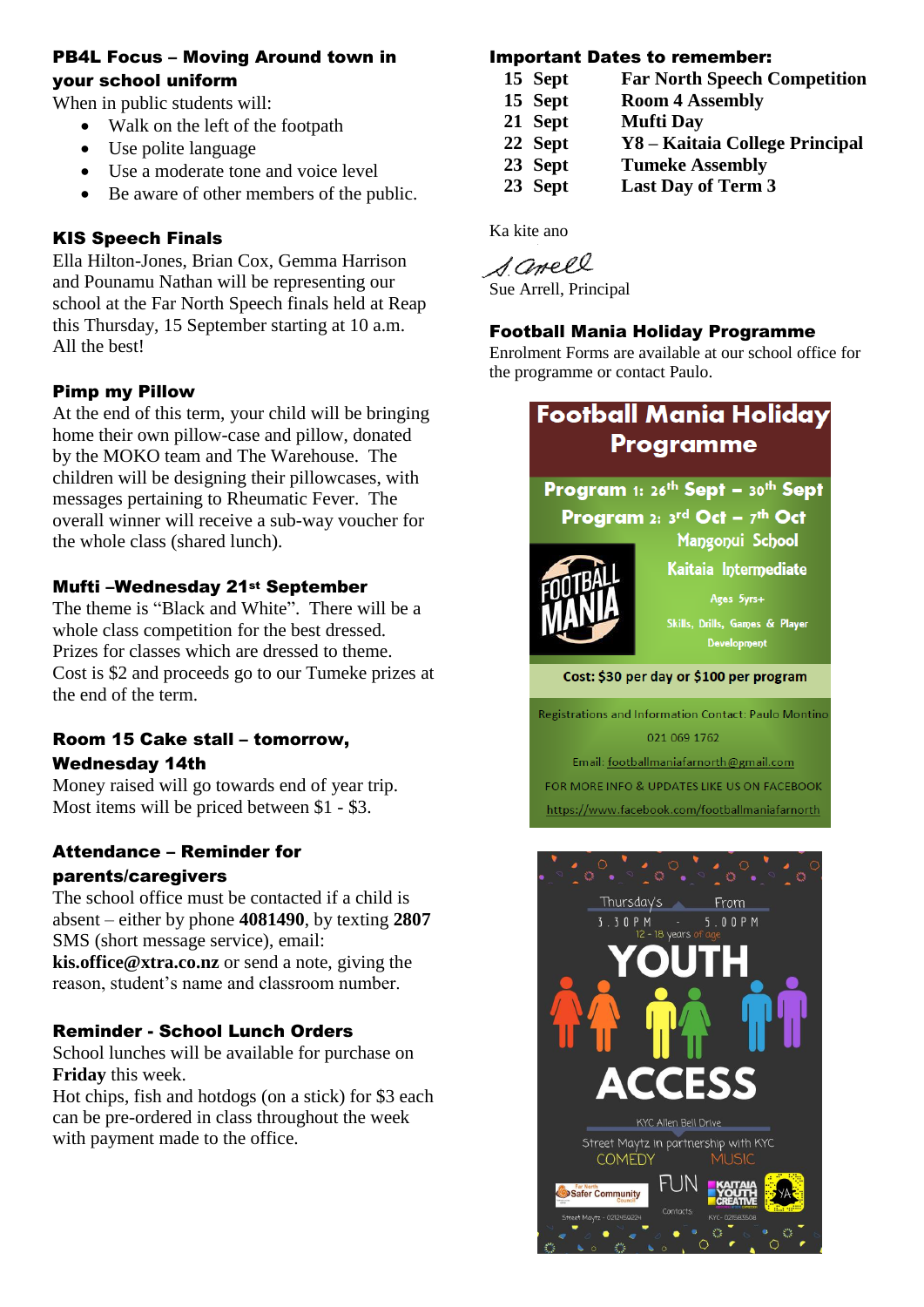## PB4L Focus – Moving Around town in your school uniform

When in public students will:

- Walk on the left of the footpath
- Use polite language
- Use a moderate tone and voice level
- Be aware of other members of the public.

## KIS Speech Finals

Ella Hilton-Jones, Brian Cox, Gemma Harrison and Pounamu Nathan will be representing our school at the Far North Speech finals held at Reap this Thursday, 15 September starting at 10 a.m. All the best!

## Pimp my Pillow

At the end of this term, your child will be bringing home their own pillow-case and pillow, donated by the MOKO team and The Warehouse. The children will be designing their pillowcases, with messages pertaining to Rheumatic Fever. The overall winner will receive a sub-way voucher for the whole class (shared lunch).

## Mufti –Wednesday 21st September

The theme is "Black and White". There will be a whole class competition for the best dressed. Prizes for classes which are dressed to theme. Cost is $2 and proceeds go to our Tumeke prizes at the end of the term.

## Room 15 Cake stall – tomorrow, Wednesday 14th

Money raised will go towards end of year trip. Most items will be priced between $1 - $3.

## Attendance – Reminder for parents/caregivers

The school office must be contacted if a child is absent – either by phone **4081490**, by texting **2807** SMS (short message service), email: **kis.office@xtra.co.nz** or send a note, giving the reason, student's name and classroom number.

## Reminder - School Lunch Orders

School lunches will be available for purchase on **Friday** this week.

Hot chips, fish and hotdogs (on a stick) for $3 each can be pre-ordered in class throughout the week with payment made to the office.

## Important Dates to remember:

| | | |
|---|---|---|
| 15 | Sept | Far North Speech Competition |
| 15 | Sept | Room 4 Assembly |
| 21 | Sept | Mufti Day |
| 22 | Sept | Y8 – Kaitaia College Principal |
| 23 | Sept | Tumeke Assembly |
| 23 | Sept | Last Day of Term 3 |

Ka kite ano

Sue Arrell, Principal

## Football Mania Holiday Programme

Enrolment Forms are available at our school office for the programme or contact Paulo.

**Football Mania Holiday Programme**

**Program 1: 26th Sept – 30th Sept**

**Program 2: 3rd Oct – 7th Oct**

Mangonui School

Kaitaia Intermediate

Ages 5yrs+

Skills, Drills, Games & Player Development

FOOTBALL MANIA

**Cost: $30 per day or $100 per program**

Registrations and Information Contact: Paulo Montino

021 069 1762

Email: footballmaniafarnorth@gmail.com

FOR MORE INFO & UPDATES LIKE US ON FACEBOOK

https://www.facebook.com/footballmaniafarnorth

Thursday's From 3.30PM - 5.00PM

12 - 18 years of age

**YOUTH ACCESS**

KYC Allen Bell Drive

Street Maytz in partnership with KYC

COMEDY FUN MUSIC

Far North Safer Community Council

Kaitaia Youth Creative

Contacts

Street Maytz - 0212450224

KYC - 021583508